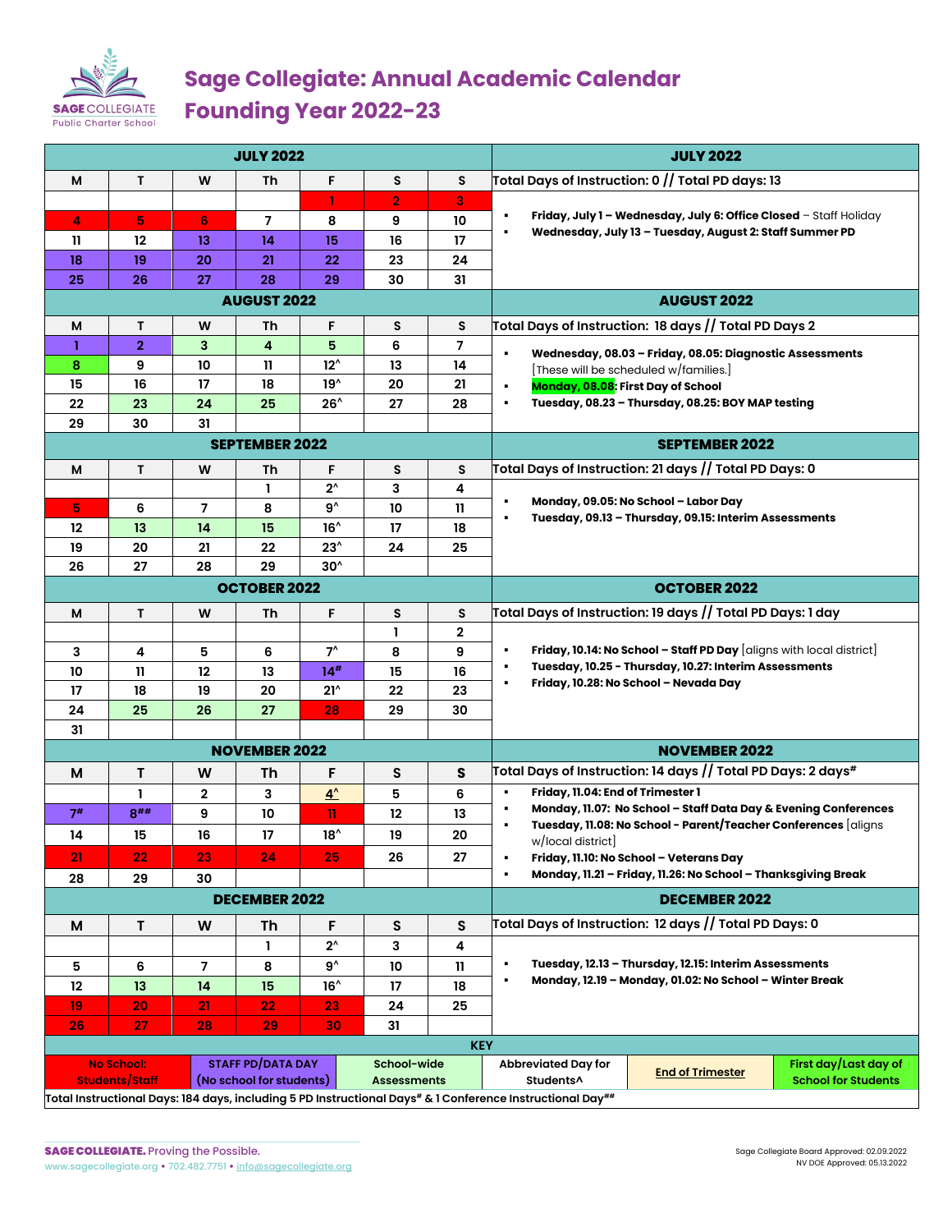# Sage Collegiate: Annual Academic Calendar
# Founding Year 2022-23

SAGE COLLEGIATE Public Charter School

## JULY 2022

| M | T | W | Th | F | S | S |
|---|---|---|---|---|---|---|
| | | | | 1 | 2 | 3 |
| 4 | 5 | 6 | 7 | 8 | 9 | 10 |
| 11 | 12 | 13 | 14 | 15 | 16 | 17 |
| 18 | 19 | 20 | 21 | 22 | 23 | 24 |
| 25 | 26 | 27 | 28 | 29 | 30 | 31 |

Total Days of Instruction: 0 // Total PD days: 13

- **Friday, July 1 – Wednesday, July 6: Office Closed** – Staff Holiday
- **Wednesday, July 13 – Tuesday, August 2: Staff Summer PD**

## AUGUST 2022

| M | T | W | Th | F | S | S |
|---|---|---|---|---|---|---|
| 1 | 2 | 3 | 4 | 5 | 6 | 7 |
| 8 | 9 | 10 | 11 | 12^ | 13 | 14 |
| 15 | 16 | 17 | 18 | 19^ | 20 | 21 |
| 22 | 23 | 24 | 25 | 26^ | 27 | 28 |
| 29 | 30 | 31 | | | | |

Total Days of Instruction: 18 days // Total PD Days 2

- **Wednesday, 08.03 – Friday, 08.05: Diagnostic Assessments** [These will be scheduled w/families.]
- **Monday, 08.08: First Day of School**
- **Tuesday, 08.23 – Thursday, 08.25: BOY MAP testing**

## SEPTEMBER 2022

| M | T | W | Th | F | S | S |
|---|---|---|---|---|---|---|
| | | | 1 | 2^ | 3 | 4 |
| 5 | 6 | 7 | 8 | 9^ | 10 | 11 |
| 12 | 13 | 14 | 15 | 16^ | 17 | 18 |
| 19 | 20 | 21 | 22 | 23^ | 24 | 25 |
| 26 | 27 | 28 | 29 | 30^ | | |

Total Days of Instruction: 21 days // Total PD Days: 0

- **Monday, 09.05: No School – Labor Day**
- **Tuesday, 09.13 – Thursday, 09.15: Interim Assessments**

## OCTOBER 2022

| M | T | W | Th | F | S | S |
|---|---|---|---|---|---|---|
| | | | | | 1 | 2 |
| 3 | 4 | 5 | 6 | 7^ | 8 | 9 |
| 10 | 11 | 12 | 13 | 14# | 15 | 16 |
| 17 | 18 | 19 | 20 | 21^ | 22 | 23 |
| 24 | 25 | 26 | 27 | 28 | 29 | 30 |
| 31 | | | | | | |

Total Days of Instruction: 19 days // Total PD Days: 1 day

- **Friday, 10.14: No School – Staff PD Day** [aligns with local district]
- **Tuesday, 10.25 - Thursday, 10.27: Interim Assessments**
- **Friday, 10.28: No School – Nevada Day**

## NOVEMBER 2022

| M | T | W | Th | F | S | S |
|---|---|---|---|---|---|---|
| | 1 | 2 | 3 | 4^ | 5 | 6 |
| 7# | 8## | 9 | 10 | 11 | 12 | 13 |
| 14 | 15 | 16 | 17 | 18^ | 19 | 20 |
| 21 | 22 | 23 | 24 | 25 | 26 | 27 |
| 28 | 29 | 30 | | | | |

Total Days of Instruction: 14 days // Total PD Days: 2 days#

- **Friday, 11.04: End of Trimester 1**
- **Monday, 11.07: No School – Staff Data Day & Evening Conferences**
- **Tuesday, 11.08: No School - Parent/Teacher Conferences** [aligns w/local district]
- **Friday, 11.10: No School – Veterans Day**
- **Monday, 11.21 – Friday, 11.26: No School – Thanksgiving Break**

## DECEMBER 2022

| M | T | W | Th | F | S | S |
|---|---|---|---|---|---|---|
| | | | 1 | 2^ | 3 | 4 |
| 5 | 6 | 7 | 8 | 9^ | 10 | 11 |
| 12 | 13 | 14 | 15 | 16^ | 17 | 18 |
| 19 | 20 | 21 | 22 | 23 | 24 | 25 |
| 26 | 27 | 28 | 29 | 30 | 31 | |

Total Days of Instruction: 12 days // Total PD Days: 0

- **Tuesday, 12.13 – Thursday, 12.15: Interim Assessments**
- **Monday, 12.19 – Monday, 01.02: No School – Winter Break**

## KEY

| No School: Students/Staff | STAFF PD/DATA DAY (No school for students) | School-wide Assessments | Abbreviated Day for Students^ | End of Trimester | First day/Last day of School for Students |
|---|---|---|---|---|---|

**Total Instructional Days: 184 days, including 5 PD Instructional Days# & 1 Conference Instructional Day##**

**SAGE COLLEGIATE.** Proving the Possible.
www.sagecollegiate.org • 702.482.7751 • info@sagecollegiate.org

Sage Collegiate Board Approved: 02.09.2022
NV DOE Approved: 05.13.2022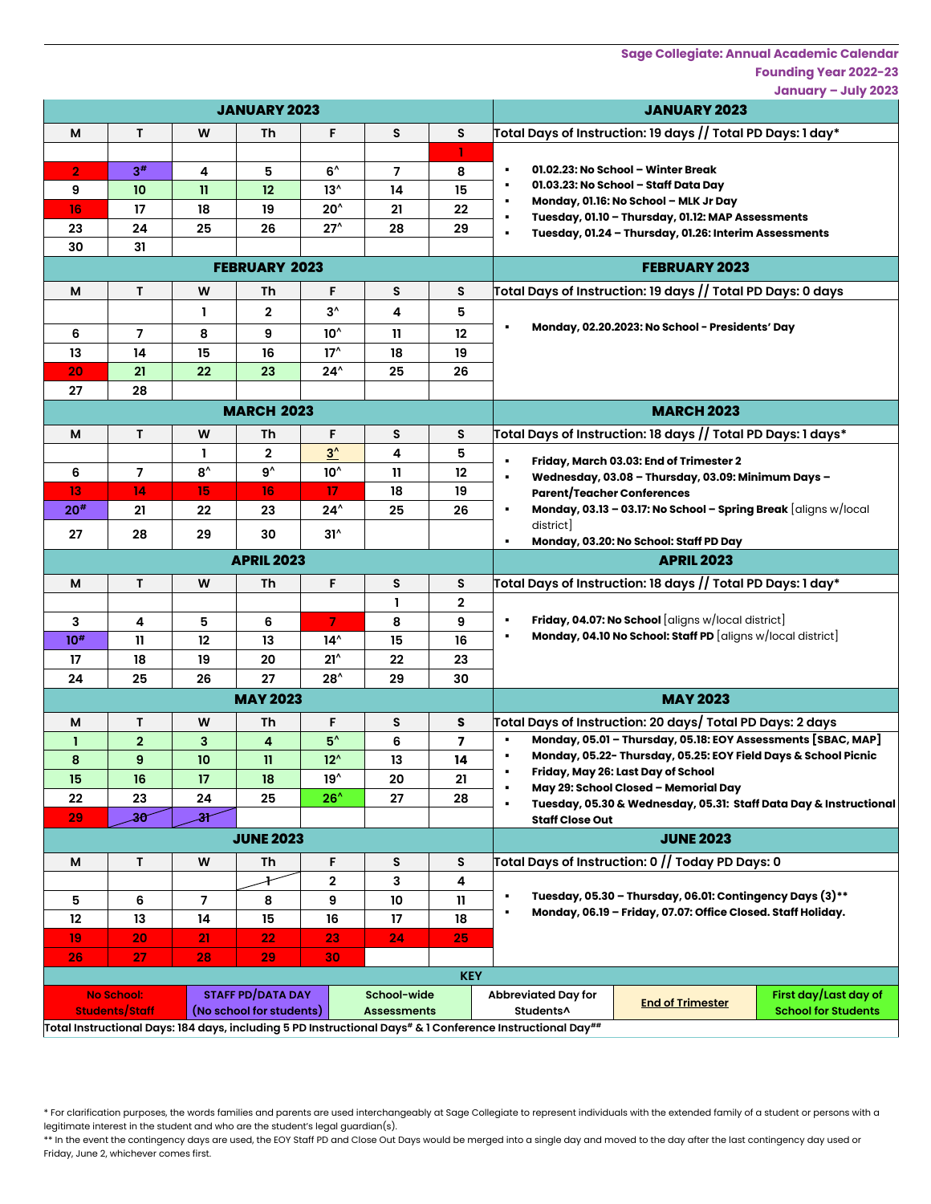**Sage Collegiate: Annual Academic Calendar**
**Founding Year 2022-23**
**January – July 2023**

## JANUARY 2023

| M | T | W | Th | F | S | S |
|---|---|---|---|---|---|---|
| | | | | | | 1 |
| 2 | 3# | 4 | 5 | 6^ | 7 | 8 |
| 9 | 10 | 11 | 12 | 13^ | 14 | 15 |
| 16 | 17 | 18 | 19 | 20^ | 21 | 22 |
| 23 | 24 | 25 | 26 | 27^ | 28 | 29 |
| 30 | 31 | | | | | |

Total Days of Instruction: 19 days // Total PD Days: 1 day*

- **01.02.23: No School – Winter Break**
- **01.03.23: No School – Staff Data Day**
- **Monday, 01.16: No School – MLK Jr Day**
- **Tuesday, 01.10 – Thursday, 01.12: MAP Assessments**
- **Tuesday, 01.24 – Thursday, 01.26: Interim Assessments**

## FEBRUARY 2023

| M | T | W | Th | F | S | S |
|---|---|---|---|---|---|---|
| | | 1 | 2 | 3^ | 4 | 5 |
| 6 | 7 | 8 | 9 | 10^ | 11 | 12 |
| 13 | 14 | 15 | 16 | 17^ | 18 | 19 |
| 20 | 21 | 22 | 23 | 24^ | 25 | 26 |
| 27 | 28 | | | | | |

Total Days of Instruction: 19 days // Total PD Days: 0 days

- **Monday, 02.20.2023: No School - Presidents' Day**

## MARCH 2023

| M | T | W | Th | F | S | S |
|---|---|---|---|---|---|---|
| | | 1 | 2 | 3^ | 4 | 5 |
| 6 | 7 | 8^ | 9^ | 10^ | 11 | 12 |
| 13 | 14 | 15 | 16 | 17 | 18 | 19 |
| 20# | 21 | 22 | 23 | 24^ | 25 | 26 |
| 27 | 28 | 29 | 30 | 31^ | | |

Total Days of Instruction: 18 days // Total PD Days: 1 days*

- **Friday, March 03.03: End of Trimester 2**
- **Wednesday, 03.08 – Thursday, 03.09: Minimum Days – Parent/Teacher Conferences**
- **Monday, 03.13 – 03.17: No School – Spring Break** [aligns w/local district]
- **Monday, 03.20: No School: Staff PD Day**

## APRIL 2023

| M | T | W | Th | F | S | S |
|---|---|---|---|---|---|---|
| | | | | | 1 | 2 |
| 3 | 4 | 5 | 6 | 7 | 8 | 9 |
| 10# | 11 | 12 | 13 | 14^ | 15 | 16 |
| 17 | 18 | 19 | 20 | 21^ | 22 | 23 |
| 24 | 25 | 26 | 27 | 28^ | 29 | 30 |

Total Days of Instruction: 18 days // Total PD Days: 1 day*

- **Friday, 04.07: No School** [aligns w/local district]
- **Monday, 04.10 No School: Staff PD** [aligns w/local district]

## MAY 2023

| M | T | W | Th | F | S | S |
|---|---|---|---|---|---|---|
| 1 | 2 | 3 | 4 | 5^ | 6 | 7 |
| 8 | 9 | 10 | 11 | 12^ | 13 | 14 |
| 15 | 16 | 17 | 18 | 19^ | 20 | 21 |
| 22 | 23 | 24 | 25 | 26^ | 27 | 28 |
| 29 | ~~30~~ | ~~31~~ | | | | |

Total Days of Instruction: 20 days/ Total PD Days: 2 days

- **Monday, 05.01 – Thursday, 05.18: EOY Assessments [SBAC, MAP]**
- **Monday, 05.22- Thursday, 05.25: EOY Field Days & School Picnic**
- **Friday, May 26: Last Day of School**
- **May 29: School Closed – Memorial Day**
- **Tuesday, 05.30 & Wednesday, 05.31: Staff Data Day & Instructional Staff Close Out**

## JUNE 2023

| M | T | W | Th | F | S | S |
|---|---|---|---|---|---|---|
| | | | ~~1~~ | 2 | 3 | 4 |
| 5 | 6 | 7 | 8 | 9 | 10 | 11 |
| 12 | 13 | 14 | 15 | 16 | 17 | 18 |
| 19 | 20 | 21 | 22 | 23 | 24 | 25 |
| 26 | 27 | 28 | 29 | 30 | | |

Total Days of Instruction: 0 // Today PD Days: 0

- **Tuesday, 05.30 – Thursday, 06.01: Contingency Days (3)****
- **Monday, 06.19 – Friday, 07.07: Office Closed. Staff Holiday.**

## KEY

| No School: Students/Staff | STAFF PD/DATA DAY (No school for students) | School-wide Assessments | Abbreviated Day for Students^ | End of Trimester | First day/Last day of School for Students |
|---|---|---|---|---|---|

**Total Instructional Days: 184 days, including 5 PD Instructional Days# & 1 Conference Instructional Day##**

\* For clarification purposes, the words families and parents are used interchangeably at Sage Collegiate to represent individuals with the extended family of a student or persons with a legitimate interest in the student and who are the student's legal guardian(s).

\*\* In the event the contingency days are used, the EOY Staff PD and Close Out Days would be merged into a single day and moved to the day after the last contingency day used or Friday, June 2, whichever comes first.